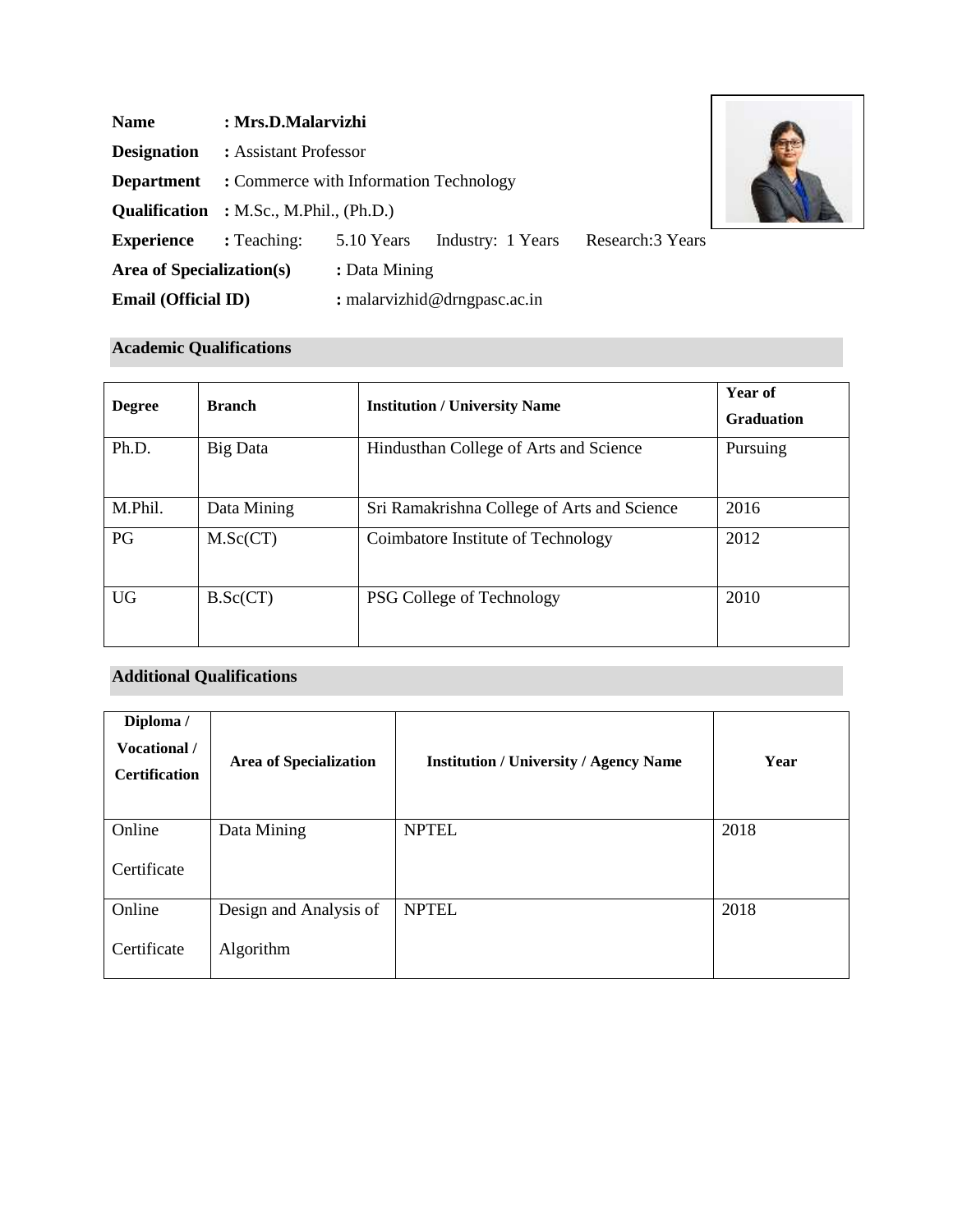**Name** : **Mrs.D.Malarvizhi**

**Designation** : Assistant Professor

**Department** : Commerce with Information Technology

**Qualification** : M.Sc., M.Phil., (Ph.D.)

**Experience** : Teaching: 5.10 Years Industry: 1 Years Research:3 Years

**Area of Specialization(s)** : Data Mining

**Email (Official ID)** : malarvizhid@drngpasc.ac.in

## Academic Qualifications

| Degree | Branch | Institution / University Name | Year of Graduation |
|---|---|---|---|
| Ph.D. | Big Data | Hindusthan College of Arts and Science | Pursuing |
| M.Phil. | Data Mining | Sri Ramakrishna College of Arts and Science | 2016 |
| PG | M.Sc(CT) | Coimbatore Institute of Technology | 2012 |
| UG | B.Sc(CT) | PSG College of Technology | 2010 |

## Additional Qualifications

| Diploma / Vocational / Certification | Area of Specialization | Institution / University / Agency Name | Year |
|---|---|---|---|
| Online Certificate | Data Mining | NPTEL | 2018 |
| Online Certificate | Design and Analysis of Algorithm | NPTEL | 2018 |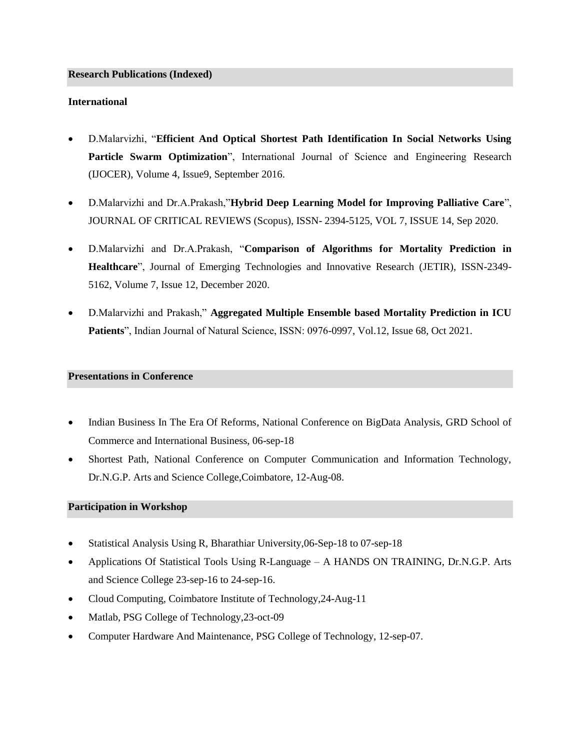## Research Publications (Indexed)

### International

- D.Malarvizhi, "**Efficient And Optical Shortest Path Identification In Social Networks Using Particle Swarm Optimization**", International Journal of Science and Engineering Research (IJOCER), Volume 4, Issue9, September 2016.
- D.Malarvizhi and Dr.A.Prakash,"**Hybrid Deep Learning Model for Improving Palliative Care**", JOURNAL OF CRITICAL REVIEWS (Scopus), ISSN- 2394-5125, VOL 7, ISSUE 14, Sep 2020.
- D.Malarvizhi and Dr.A.Prakash, "**Comparison of Algorithms for Mortality Prediction in Healthcare**", Journal of Emerging Technologies and Innovative Research (JETIR), ISSN-2349-5162, Volume 7, Issue 12, December 2020.
- D.Malarvizhi and Prakash," **Aggregated Multiple Ensemble based Mortality Prediction in ICU Patients**", Indian Journal of Natural Science, ISSN: 0976-0997, Vol.12, Issue 68, Oct 2021.

## Presentations in Conference

- Indian Business In The Era Of Reforms, National Conference on BigData Analysis, GRD School of Commerce and International Business, 06-sep-18
- Shortest Path, National Conference on Computer Communication and Information Technology, Dr.N.G.P. Arts and Science College,Coimbatore, 12-Aug-08.

## Participation in Workshop

- Statistical Analysis Using R, Bharathiar University,06-Sep-18 to 07-sep-18
- Applications Of Statistical Tools Using R-Language – A HANDS ON TRAINING, Dr.N.G.P. Arts and Science College 23-sep-16 to 24-sep-16.
- Cloud Computing, Coimbatore Institute of Technology,24-Aug-11
- Matlab, PSG College of Technology,23-oct-09
- Computer Hardware And Maintenance, PSG College of Technology, 12-sep-07.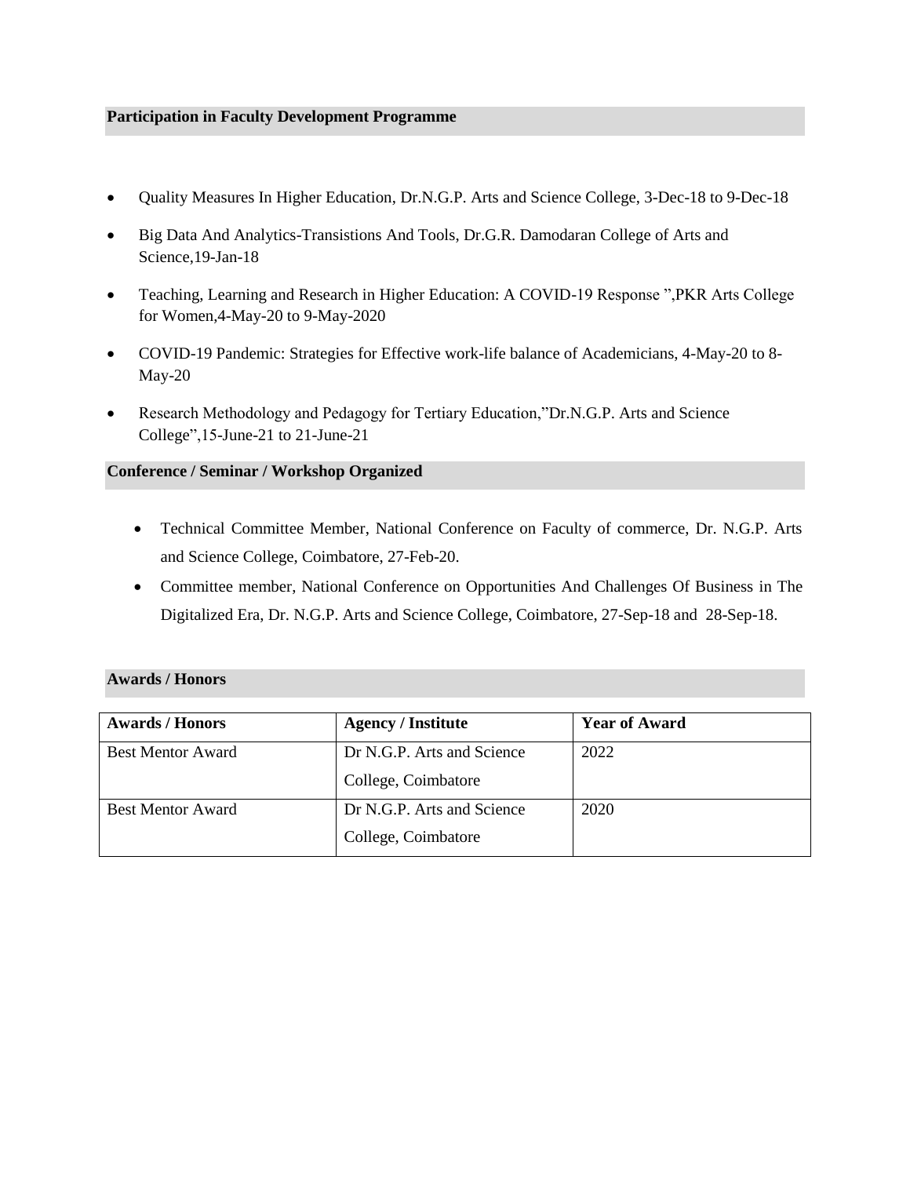## Participation in Faculty Development Programme

- Quality Measures In Higher Education, Dr.N.G.P. Arts and Science College, 3-Dec-18 to 9-Dec-18
- Big Data And Analytics-Transistions And Tools, Dr.G.R. Damodaran College of Arts and Science,19-Jan-18
- Teaching, Learning and Research in Higher Education: A COVID-19 Response ",PKR Arts College for Women,4-May-20 to 9-May-2020
- COVID-19 Pandemic: Strategies for Effective work-life balance of Academicians, 4-May-20 to 8-May-20
- Research Methodology and Pedagogy for Tertiary Education,"Dr.N.G.P. Arts and Science College",15-June-21 to 21-June-21

## Conference / Seminar / Workshop Organized

- Technical Committee Member, National Conference on Faculty of commerce, Dr. N.G.P. Arts and Science College, Coimbatore, 27-Feb-20.
- Committee member, National Conference on Opportunities And Challenges Of Business in The Digitalized Era, Dr. N.G.P. Arts and Science College, Coimbatore, 27-Sep-18 and 28-Sep-18.

## Awards / Honors

| Awards / Honors | Agency / Institute | Year of Award |
|---|---|---|
| Best Mentor Award | Dr N.G.P. Arts and Science College, Coimbatore | 2022 |
| Best Mentor Award | Dr N.G.P. Arts and Science College, Coimbatore | 2020 |